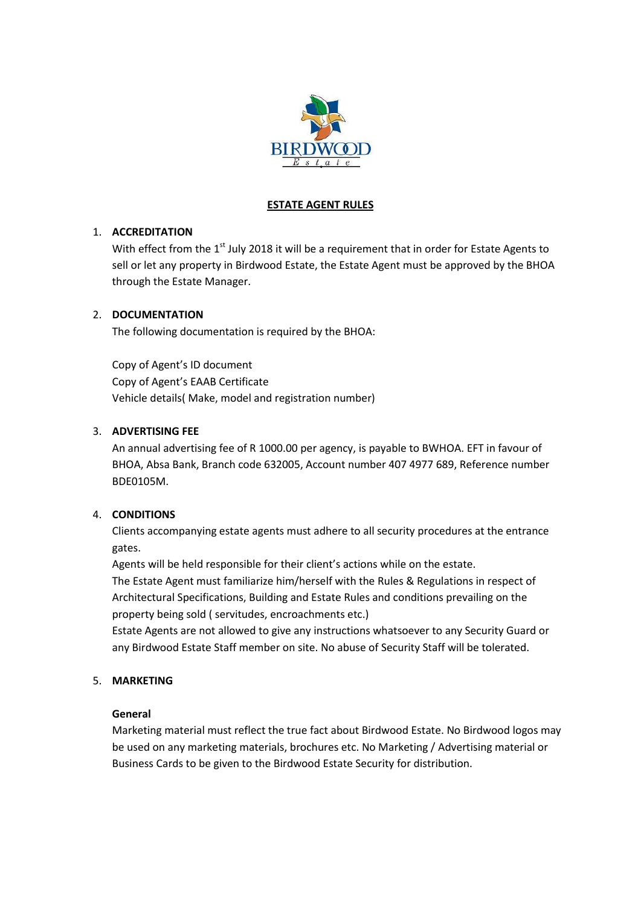BIRDWOOD Estate

# ESTATE AGENT RULES

1. **ACCREDITATION**

   With effect from the 1st July 2018 it will be a requirement that in order for Estate Agents to sell or let any property in Birdwood Estate, the Estate Agent must be approved by the BHOA through the Estate Manager.

2. **DOCUMENTATION**

   The following documentation is required by the BHOA:

   Copy of Agent's ID document
   Copy of Agent's EAAB Certificate
   Vehicle details( Make, model and registration number)

3. **ADVERTISING FEE**

   An annual advertising fee of R 1000.00 per agency, is payable to BWHOA. EFT in favour of BHOA, Absa Bank, Branch code 632005, Account number 407 4977 689, Reference number BDE0105M.

4. **CONDITIONS**

   Clients accompanying estate agents must adhere to all security procedures at the entrance gates.
   Agents will be held responsible for their client's actions while on the estate.
   The Estate Agent must familiarize him/herself with the Rules & Regulations in respect of Architectural Specifications, Building and Estate Rules and conditions prevailing on the property being sold ( servitudes, encroachments etc.)
   Estate Agents are not allowed to give any instructions whatsoever to any Security Guard or any Birdwood Estate Staff member on site. No abuse of Security Staff will be tolerated.

5. **MARKETING**

   **General**

   Marketing material must reflect the true fact about Birdwood Estate. No Birdwood logos may be used on any marketing materials, brochures etc. No Marketing / Advertising material or Business Cards to be given to the Birdwood Estate Security for distribution.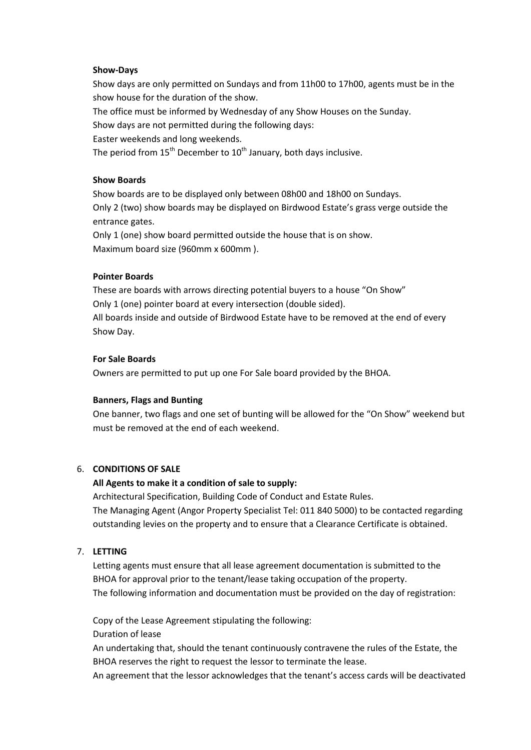**Show-Days**

Show days are only permitted on Sundays and from 11h00 to 17h00, agents must be in the show house for the duration of the show.

The office must be informed by Wednesday of any Show Houses on the Sunday.

Show days are not permitted during the following days:

Easter weekends and long weekends.

The period from 15th December to 10th January, both days inclusive.

**Show Boards**

Show boards are to be displayed only between 08h00 and 18h00 on Sundays.

Only 2 (two) show boards may be displayed on Birdwood Estate's grass verge outside the entrance gates.

Only 1 (one) show board permitted outside the house that is on show.

Maximum board size (960mm x 600mm ).

**Pointer Boards**

These are boards with arrows directing potential buyers to a house "On Show"

Only 1 (one) pointer board at every intersection (double sided).

All boards inside and outside of Birdwood Estate have to be removed at the end of every Show Day.

**For Sale Boards**

Owners are permitted to put up one For Sale board provided by the BHOA.

**Banners, Flags and Bunting**

One banner, two flags and one set of bunting will be allowed for the "On Show" weekend but must be removed at the end of each weekend.

6. **CONDITIONS OF SALE**

**All Agents to make it a condition of sale to supply:**

Architectural Specification, Building Code of Conduct and Estate Rules.

The Managing Agent (Angor Property Specialist Tel: 011 840 5000) to be contacted regarding outstanding levies on the property and to ensure that a Clearance Certificate is obtained.

7. **LETTING**

Letting agents must ensure that all lease agreement documentation is submitted to the BHOA for approval prior to the tenant/lease taking occupation of the property.

The following information and documentation must be provided on the day of registration:

Copy of the Lease Agreement stipulating the following:

Duration of lease

An undertaking that, should the tenant continuously contravene the rules of the Estate, the BHOA reserves the right to request the lessor to terminate the lease.

An agreement that the lessor acknowledges that the tenant's access cards will be deactivated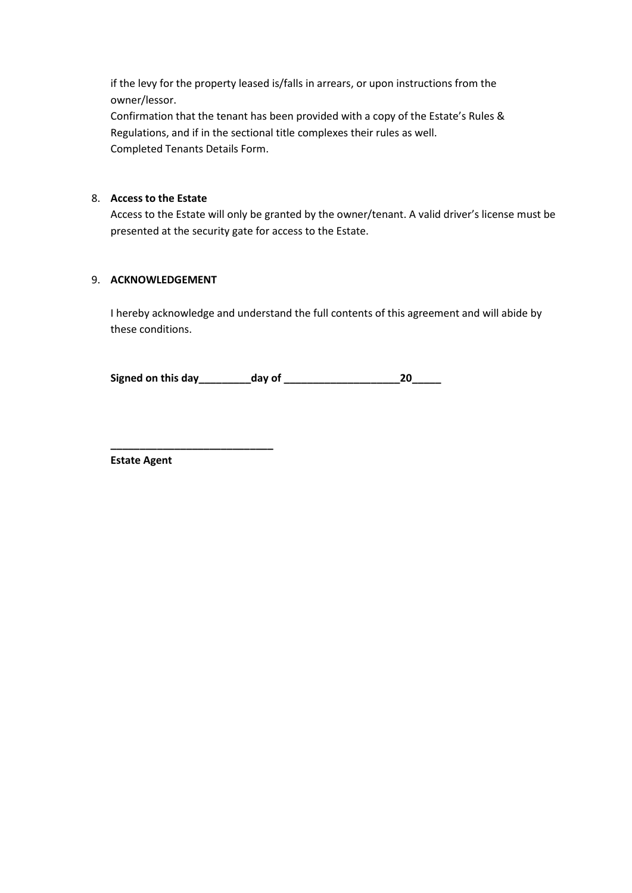if the levy for the property leased is/falls in arrears, or upon instructions from the owner/lessor.
Confirmation that the tenant has been provided with a copy of the Estate's Rules & Regulations, and if in the sectional title complexes their rules as well.
Completed Tenants Details Form.

8. **Access to the Estate**

   Access to the Estate will only be granted by the owner/tenant. A valid driver's license must be presented at the security gate for access to the Estate.

9. **ACKNOWLEDGEMENT**

   I hereby acknowledge and understand the full contents of this agreement and will abide by these conditions.

   **Signed on this day_________day of ____________________20_____**

   **____________________________**
   **Estate Agent**